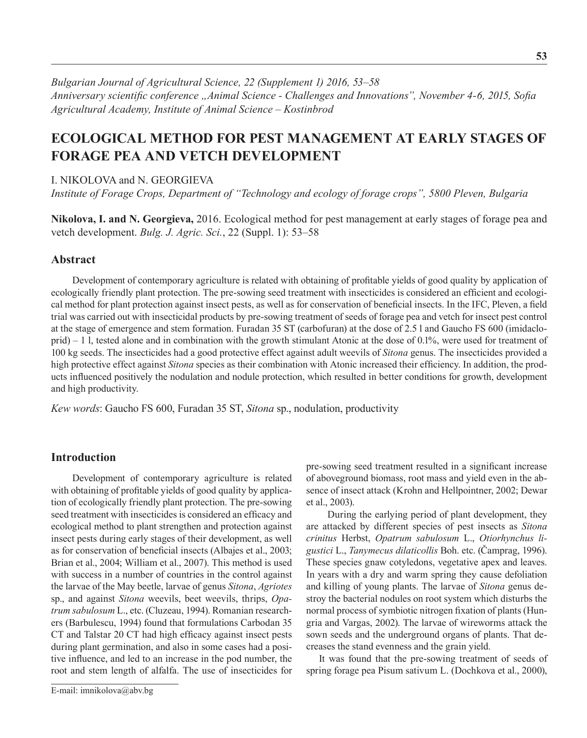*Bulgarian Journal of Agricultural Science, 22 (Supplement 1) 2016, 53–58*
*Anniversary scientific conference „Animal Science - Challenges and Innovations", November 4-6, 2015, Sofia*
*Agricultural Academy, Institute of Animal Science – Kostinbrod*

# ECOLOGICAL METHOD FOR PEST MANAGEMENT AT EARLY STAGES OF FORAGE PEA AND VETCH DEVELOPMENT

I. NIKOLOVA and N. GEORGIEVA

*Institute of Forage Crops, Department of "Technology and ecology of forage crops", 5800 Pleven, Bulgaria*

**Nikolova, I. and N. Georgieva,** 2016. Ecological method for pest management at early stages of forage pea and vetch development. *Bulg. J. Agric. Sci.*, 22 (Suppl. 1): 53–58

## Abstract

Development of contemporary agriculture is related with obtaining of profitable yields of good quality by application of ecologically friendly plant protection. The pre-sowing seed treatment with insecticides is considered an efficient and ecological method for plant protection against insect pests, as well as for conservation of beneficial insects. In the IFC, Pleven, a field trial was carried out with insecticidal products by pre-sowing treatment of seeds of forage pea and vetch for insect pest control at the stage of emergence and stem formation. Furadan 35 ST (carbofuran) at the dose of 2.5 l and Gaucho FS 600 (imidacloprid) – 1 l, tested alone and in combination with the growth stimulant Atonic at the dose of 0.1%, were used for treatment of 100 kg seeds. The insecticides had a good protective effect against adult weevils of *Sitona* genus. The insecticides provided a high protective effect against *Sitona* species as their combination with Atonic increased their efficiency. In addition, the products influenced positively the nodulation and nodule protection, which resulted in better conditions for growth, development and high productivity.

*Kew words*: Gaucho FS 600, Furadan 35 ST, *Sitona* sp., nodulation, productivity

## Introduction

Development of contemporary agriculture is related with obtaining of profitable yields of good quality by application of ecologically friendly plant protection. The pre-sowing seed treatment with insecticides is considered an efficacy and ecological method to plant strengthen and protection against insect pests during early stages of their development, as well as for conservation of beneficial insects (Albajes et al., 2003; Brian et al., 2004; William et al., 2007). This method is used with success in a number of countries in the control against the larvae of the May beetle, larvae of genus *Sitona*, *Agriotes* sp., and against *Sitona* weevils, beet weevils, thrips, *Opatrum sabulosum* L., etc. (Cluzeau, 1994). Romanian researchers (Barbulescu, 1994) found that formulations Carbodan 35 CT and Talstar 20 CT had high efficacy against insect pests during plant germination, and also in some cases had a positive influence, and led to an increase in the pod number, the root and stem length of alfalfa. The use of insecticides for pre-sowing seed treatment resulted in a significant increase of aboveground biomass, root mass and yield even in the absence of insect attack (Krohn and Hellpointner, 2002; Dewar et al., 2003).

During the earlying period of plant development, they are attacked by different species of pest insects as *Sitona crinitus* Herbst, *Opatrum sabulosum* L., *Otiorhynchus ligustici* L., *Tanymecus dilaticollis* Boh. etc. (Čamprag, 1996). These species gnaw cotyledons, vegetative apex and leaves. In years with a dry and warm spring they cause defoliation and killing of young plants. The larvae of *Sitona* genus destroy the bacterial nodules on root system which disturbs the normal process of symbiotic nitrogen fixation of plants (Hungria and Vargas, 2002). The larvae of wireworms attack the sown seeds and the underground organs of plants. That decreases the stand evenness and the grain yield.

It was found that the pre-sowing treatment of seeds of spring forage pea Pisum sativum L. (Dochkova et al., 2000),

E-mail: imnikolova@abv.bg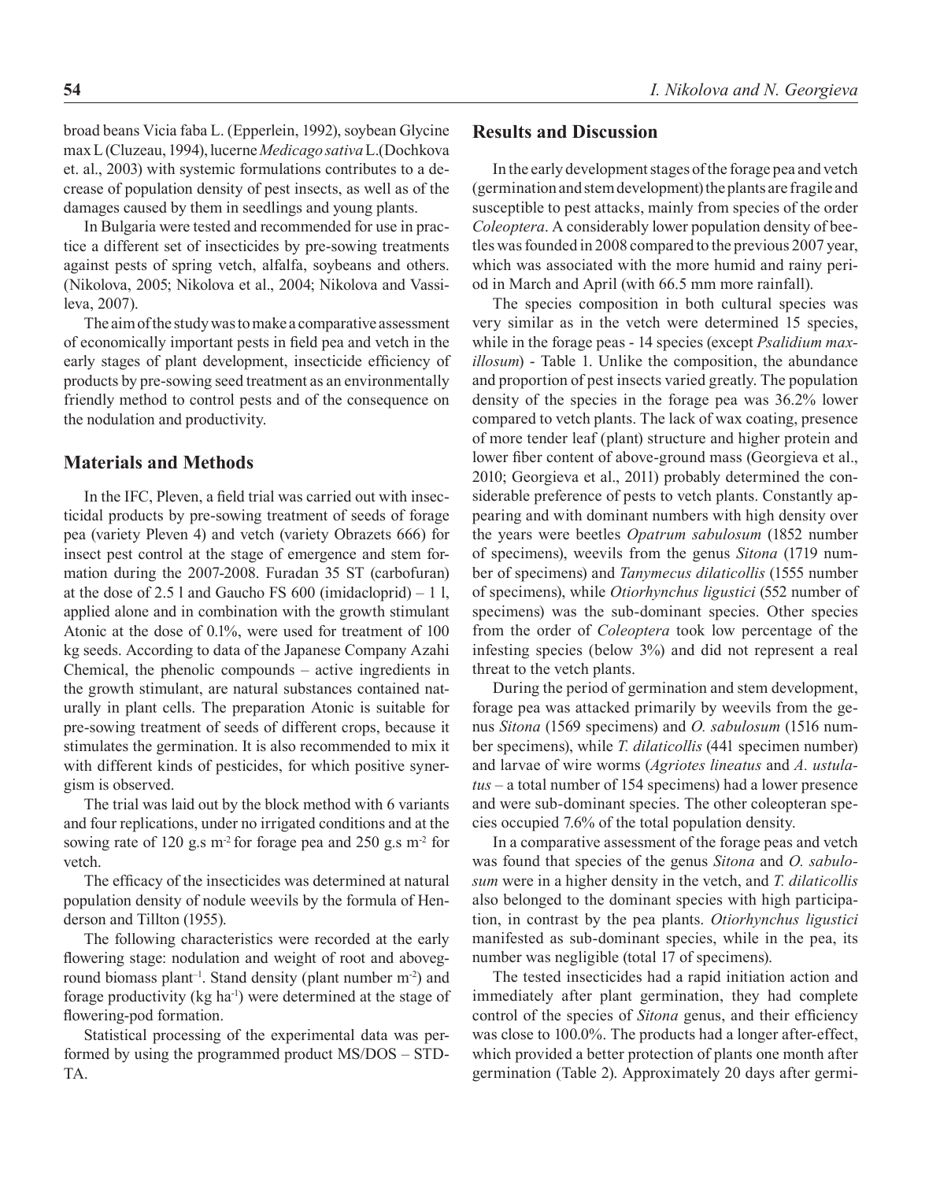broad beans Vicia faba L. (Epperlein, 1992), soybean Glycine max L (Cluzeau, 1994), lucerne *Medicago sativa* L.(Dochkova et. al., 2003) with systemic formulations contributes to a decrease of population density of pest insects, as well as of the damages caused by them in seedlings and young plants.

In Bulgaria were tested and recommended for use in practice a different set of insecticides by pre-sowing treatments against pests of spring vetch, alfalfa, soybeans and others. (Nikolova, 2005; Nikolova et al., 2004; Nikolova and Vassileva, 2007).

The aim of the study was to make a comparative assessment of economically important pests in field pea and vetch in the early stages of plant development, insecticide efficiency of products by pre-sowing seed treatment as an environmentally friendly method to control pests and of the consequence on the nodulation and productivity.

## Materials and Methods

In the IFC, Pleven, a field trial was carried out with insecticidal products by pre-sowing treatment of seeds of forage pea (variety Pleven 4) and vetch (variety Obrazets 666) for insect pest control at the stage of emergence and stem formation during the 2007-2008. Furadan 35 ST (carbofuran) at the dose of 2.5 l and Gaucho FS 600 (imidacloprid) – 1 l, applied alone and in combination with the growth stimulant Atonic at the dose of 0.1%, were used for treatment of 100 kg seeds. According to data of the Japanese Company Azahi Chemical, the phenolic compounds – active ingredients in the growth stimulant, are natural substances contained naturally in plant cells. The preparation Atonic is suitable for pre-sowing treatment of seeds of different crops, because it stimulates the germination. It is also recommended to mix it with different kinds of pesticides, for which positive synergism is observed.

The trial was laid out by the block method with 6 variants and four replications, under no irrigated conditions and at the sowing rate of 120 g.s m$^{-2}$ for forage pea and 250 g.s m$^{-2}$ for vetch.

The efficacy of the insecticides was determined at natural population density of nodule weevils by the formula of Henderson and Tillton (1955).

The following characteristics were recorded at the early flowering stage: nodulation and weight of root and aboveground biomass plant$^{-1}$. Stand density (plant number m$^{-2}$) and forage productivity (kg ha$^{-1}$) were determined at the stage of flowering-pod formation.

Statistical processing of the experimental data was performed by using the programmed product MS/DOS – STDTA.

## Results and Discussion

In the early development stages of the forage pea and vetch (germination and stem development) the plants are fragile and susceptible to pest attacks, mainly from species of the order *Coleoptera*. A considerably lower population density of beetles was founded in 2008 compared to the previous 2007 year, which was associated with the more humid and rainy period in March and April (with 66.5 mm more rainfall).

The species composition in both cultural species was very similar as in the vetch were determined 15 species, while in the forage peas - 14 species (except *Psalidium maxillosum*) - Table 1. Unlike the composition, the abundance and proportion of pest insects varied greatly. The population density of the species in the forage pea was 36.2% lower compared to vetch plants. The lack of wax coating, presence of more tender leaf (plant) structure and higher protein and lower fiber content of above-ground mass (Georgieva et al., 2010; Georgieva et al., 2011) probably determined the considerable preference of pests to vetch plants. Constantly appearing and with dominant numbers with high density over the years were beetles *Opatrum sabulosum* (1852 number of specimens), weevils from the genus *Sitona* (1719 number of specimens) and *Tanymecus dilaticollis* (1555 number of specimens), while *Otiorhynchus ligustici* (552 number of specimens) was the sub-dominant species. Other species from the order of *Coleoptera* took low percentage of the infesting species (below 3%) and did not represent a real threat to the vetch plants.

During the period of germination and stem development, forage pea was attacked primarily by weevils from the genus *Sitona* (1569 specimens) and *O. sabulosum* (1516 number specimens), while *T. dilaticollis* (441 specimen number) and larvae of wire worms (*Agriotes lineatus* and *A. ustulatus* – a total number of 154 specimens) had a lower presence and were sub-dominant species. The other coleopteran species occupied 7.6% of the total population density.

In a comparative assessment of the forage peas and vetch was found that species of the genus *Sitona* and *O. sabulosum* were in a higher density in the vetch, and *T. dilaticollis* also belonged to the dominant species with high participation, in contrast by the pea plants. *Otiorhynchus ligustici* manifested as sub-dominant species, while in the pea, its number was negligible (total 17 of specimens).

The tested insecticides had a rapid initiation action and immediately after plant germination, they had complete control of the species of *Sitona* genus, and their efficiency was close to 100.0%. The products had a longer after-effect, which provided a better protection of plants one month after germination (Table 2). Approximately 20 days after germi-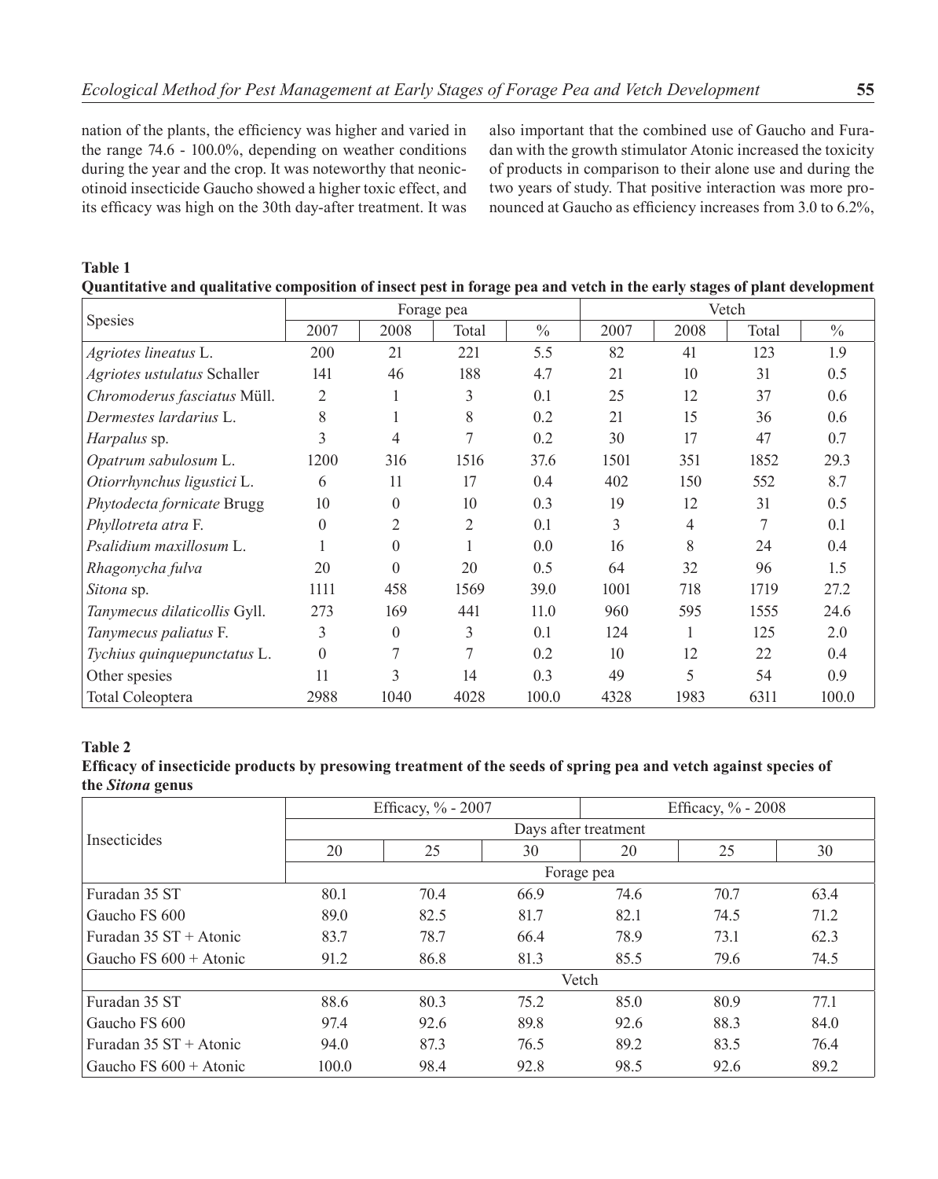nation of the plants, the efficiency was higher and varied in the range 74.6 - 100.0%, depending on weather conditions during the year and the crop. It was noteworthy that neonicotinoid insecticide Gaucho showed a higher toxic effect, and its efficacy was high on the 30th day-after treatment. It was also important that the combined use of Gaucho and Furadan with the growth stimulator Atonic increased the toxicity of products in comparison to their alone use and during the two years of study. That positive interaction was more pronounced at Gaucho as efficiency increases from 3.0 to 6.2%,

**Table 1**
**Quantitative and qualitative composition of insect pest in forage pea and vetch in the early stages of plant development**

| Spesies | Forage pea | | | | Vetch | | | |
|---|---|---|---|---|---|---|---|---|
| | 2007 | 2008 | Total | % | 2007 | 2008 | Total | % |
| *Agriotes lineatus* L. | 200 | 21 | 221 | 5.5 | 82 | 41 | 123 | 1.9 |
| *Agriotes ustulatus* Schaller | 141 | 46 | 188 | 4.7 | 21 | 10 | 31 | 0.5 |
| *Chromoderus fasciatus* Müll. | 2 | 1 | 3 | 0.1 | 25 | 12 | 37 | 0.6 |
| *Dermestes lardarius* L. | 8 | 1 | 8 | 0.2 | 21 | 15 | 36 | 0.6 |
| *Harpalus* sp. | 3 | 4 | 7 | 0.2 | 30 | 17 | 47 | 0.7 |
| *Opatrum sabulosum* L. | 1200 | 316 | 1516 | 37.6 | 1501 | 351 | 1852 | 29.3 |
| *Otiorrhynchus ligustici* L. | 6 | 11 | 17 | 0.4 | 402 | 150 | 552 | 8.7 |
| *Phytodecta fornicate* Brugg | 10 | 0 | 10 | 0.3 | 19 | 12 | 31 | 0.5 |
| *Phyllotreta atra* F. | 0 | 2 | 2 | 0.1 | 3 | 4 | 7 | 0.1 |
| *Psalidium maxillosum* L. | 1 | 0 | 1 | 0.0 | 16 | 8 | 24 | 0.4 |
| *Rhagonycha fulva* | 20 | 0 | 20 | 0.5 | 64 | 32 | 96 | 1.5 |
| *Sitona* sp. | 1111 | 458 | 1569 | 39.0 | 1001 | 718 | 1719 | 27.2 |
| *Tanymecus dilaticollis* Gyll. | 273 | 169 | 441 | 11.0 | 960 | 595 | 1555 | 24.6 |
| *Tanymecus paliatus* F. | 3 | 0 | 3 | 0.1 | 124 | 1 | 125 | 2.0 |
| *Tychius quinquepunctatus* L. | 0 | 7 | 7 | 0.2 | 10 | 12 | 22 | 0.4 |
| Other spesies | 11 | 3 | 14 | 0.3 | 49 | 5 | 54 | 0.9 |
| Total Coleoptera | 2988 | 1040 | 4028 | 100.0 | 4328 | 1983 | 6311 | 100.0 |

**Table 2**
**Efficacy of insecticide products by presowing treatment of the seeds of spring pea and vetch against species of the *Sitona* genus**

| Insecticides | Efficacy, % - 2007 | | | Efficacy, % - 2008 | | |
|---|---|---|---|---|---|---|
| | Days after treatment | | | | | |
| | 20 | 25 | 30 | 20 | 25 | 30 |
| | Forage pea | | | | | |
| Furadan 35 ST | 80.1 | 70.4 | 66.9 | 74.6 | 70.7 | 63.4 |
| Gaucho FS 600 | 89.0 | 82.5 | 81.7 | 82.1 | 74.5 | 71.2 |
| Furadan 35 ST + Atonic | 83.7 | 78.7 | 66.4 | 78.9 | 73.1 | 62.3 |
| Gaucho FS 600 + Atonic | 91.2 | 86.8 | 81.3 | 85.5 | 79.6 | 74.5 |
| | Vetch | | | | | |
| Furadan 35 ST | 88.6 | 80.3 | 75.2 | 85.0 | 80.9 | 77.1 |
| Gaucho FS 600 | 97.4 | 92.6 | 89.8 | 92.6 | 88.3 | 84.0 |
| Furadan 35 ST + Atonic | 94.0 | 87.3 | 76.5 | 89.2 | 83.5 | 76.4 |
| Gaucho FS 600 + Atonic | 100.0 | 98.4 | 92.8 | 98.5 | 92.6 | 89.2 |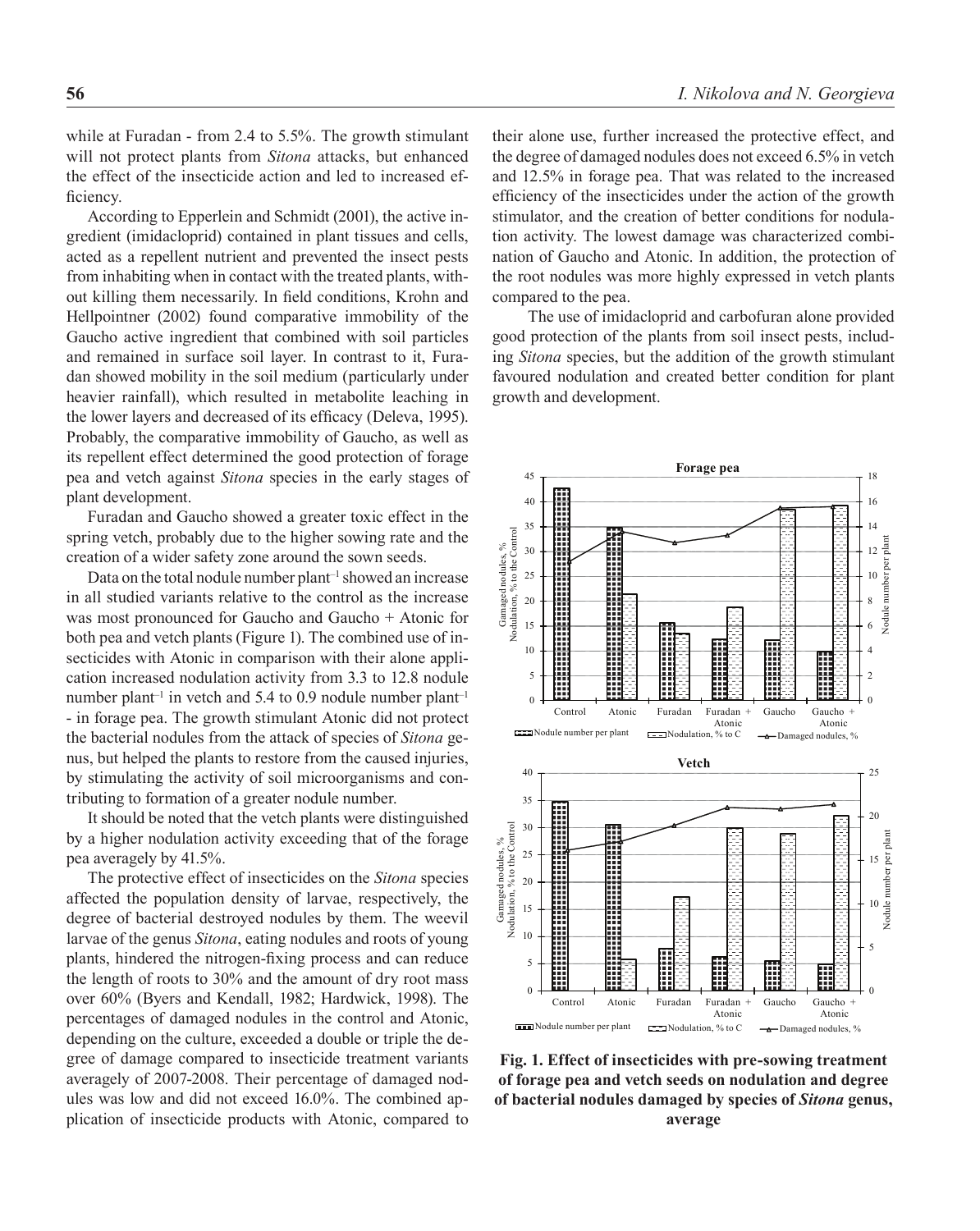while at Furadan - from 2.4 to 5.5%. The growth stimulant will not protect plants from *Sitona* attacks, but enhanced the effect of the insecticide action and led to increased efficiency.

According to Epperlein and Schmidt (2001), the active ingredient (imidacloprid) contained in plant tissues and cells, acted as a repellent nutrient and prevented the insect pests from inhabiting when in contact with the treated plants, without killing them necessarily. In field conditions, Krohn and Hellpointner (2002) found comparative immobility of the Gaucho active ingredient that combined with soil particles and remained in surface soil layer. In contrast to it, Furadan showed mobility in the soil medium (particularly under heavier rainfall), which resulted in metabolite leaching in the lower layers and decreased of its efficacy (Deleva, 1995). Probably, the comparative immobility of Gaucho, as well as its repellent effect determined the good protection of forage pea and vetch against *Sitona* species in the early stages of plant development.

Furadan and Gaucho showed a greater toxic effect in the spring vetch, probably due to the higher sowing rate and the creation of a wider safety zone around the sown seeds.

Data on the total nodule number plant$^{-1}$ showed an increase in all studied variants relative to the control as the increase was most pronounced for Gaucho and Gaucho + Atonic for both pea and vetch plants (Figure 1). The combined use of insecticides with Atonic in comparison with their alone application increased nodulation activity from 3.3 to 12.8 nodule number plant$^{-1}$ in vetch and 5.4 to 0.9 nodule number plant$^{-1}$ - in forage pea. The growth stimulant Atonic did not protect the bacterial nodules from the attack of species of *Sitona* genus, but helped the plants to restore from the caused injuries, by stimulating the activity of soil microorganisms and contributing to formation of a greater nodule number.

It should be noted that the vetch plants were distinguished by a higher nodulation activity exceeding that of the forage pea averagely by 41.5%.

The protective effect of insecticides on the *Sitona* species affected the population density of larvae, respectively, the degree of bacterial destroyed nodules by them. The weevil larvae of the genus *Sitona*, eating nodules and roots of young plants, hindered the nitrogen-fixing process and can reduce the length of roots to 30% and the amount of dry root mass over 60% (Byers and Kendall, 1982; Hardwick, 1998). The percentages of damaged nodules in the control and Atonic, depending on the culture, exceeded a double or triple the degree of damage compared to insecticide treatment variants averagely of 2007-2008. Their percentage of damaged nodules was low and did not exceed 16.0%. The combined application of insecticide products with Atonic, compared to their alone use, further increased the protective effect, and the degree of damaged nodules does not exceed 6.5% in vetch and 12.5% in forage pea. That was related to the increased efficiency of the insecticides under the action of the growth stimulator, and the creation of better conditions for nodulation activity. The lowest damage was characterized combination of Gaucho and Atonic. In addition, the protection of the root nodules was more highly expressed in vetch plants compared to the pea.

The use of imidacloprid and carbofuran alone provided good protection of the plants from soil insect pests, including *Sitona* species, but the addition of the growth stimulant favoured nodulation and created better condition for plant growth and development.

**Fig. 1. Effect of insecticides with pre-sowing treatment of forage pea and vetch seeds on nodulation and degree of bacterial nodules damaged by species of *Sitona* genus, average**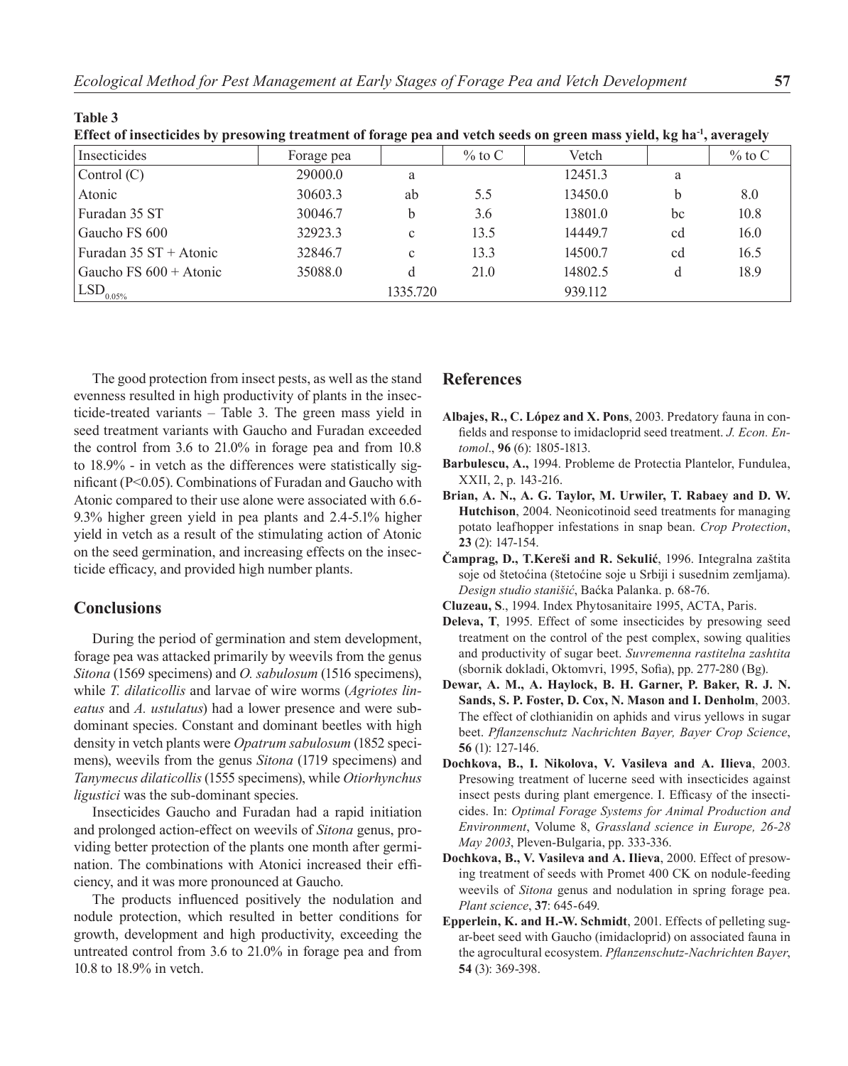**Table 3**

**Effect of insecticides by presowing treatment of forage pea and vetch seeds on green mass yield, kg ha$^{-1}$, averagely**

| Insecticides | Forage pea | | % to C | Vetch | | % to C |
|---|---|---|---|---|---|---|
| Control (C) | 29000.0 | a | | 12451.3 | a | |
| Atonic | 30603.3 | ab | 5.5 | 13450.0 | b | 8.0 |
| Furadan 35 ST | 30046.7 | b | 3.6 | 13801.0 | bc | 10.8 |
| Gaucho FS 600 | 32923.3 | c | 13.5 | 14449.7 | cd | 16.0 |
| Furadan 35 ST + Atonic | 32846.7 | c | 13.3 | 14500.7 | cd | 16.5 |
| Gaucho FS 600 + Atonic | 35088.0 | d | 21.0 | 14802.5 | d | 18.9 |
| $LSD_{0.05\%}$ | | 1335.720 | | 939.112 | | |

The good protection from insect pests, as well as the stand evenness resulted in high productivity of plants in the insecticide-treated variants – Table 3. The green mass yield in seed treatment variants with Gaucho and Furadan exceeded the control from 3.6 to 21.0% in forage pea and from 10.8 to 18.9% - in vetch as the differences were statistically significant ($P<0.05$). Combinations of Furadan and Gaucho with Atonic compared to their use alone were associated with 6.6-9.3% higher green yield in pea plants and 2.4-5.1% higher yield in vetch as a result of the stimulating action of Atonic on the seed germination, and increasing effects on the insecticide efficacy, and provided high number plants.

## Conclusions

During the period of germination and stem development, forage pea was attacked primarily by weevils from the genus *Sitona* (1569 specimens) and *O. sabulosum* (1516 specimens), while *T. dilaticollis* and larvae of wire worms (*Agriotes lineatus* and *A. ustulatus*) had a lower presence and were subdominant species. Constant and dominant beetles with high density in vetch plants were *Opatrum sabulosum* (1852 specimens), weevils from the genus *Sitona* (1719 specimens) and *Tanymecus dilaticollis* (1555 specimens), while *Otiorhynchus ligustici* was the sub-dominant species.

Insecticides Gaucho and Furadan had a rapid initiation and prolonged action-effect on weevils of *Sitona* genus, providing better protection of the plants one month after germination. The combinations with Atonici increased their efficiency, and it was more pronounced at Gaucho.

The products influenced positively the nodulation and nodule protection, which resulted in better conditions for growth, development and high productivity, exceeding the untreated control from 3.6 to 21.0% in forage pea and from 10.8 to 18.9% in vetch.

## References

**Albajes, R., C. López and X. Pons**, 2003. Predatory fauna in confields and response to imidacloprid seed treatment. *J. Econ. Entomol*., **96** (6): 1805-1813.

**Barbulescu, A.,** 1994. Probleme de Protectia Plantelor, Fundulea, XXII, 2, p. 143-216.

**Brian, A. N., A. G. Taylor, M. Urwiler, T. Rabaey and D. W. Hutchison**, 2004. Neonicotinoid seed treatments for managing potato leafhopper infestations in snap bean. *Crop Protection*, **23** (2): 147-154.

**Čamprag, D., T.Kereši and R. Sekulić**, 1996. Integralna zaštita soje od štetoćina (štetoćine soje u Srbiji i susednim zemljama). *Design studio stanišić*, Baćka Palanka. p. 68-76.

**Cluzeau, S**., 1994. Index Phytosanitaire 1995, ACTA, Paris.

**Deleva, T**, 1995. Effect of some insecticides by presowing seed treatment on the control of the pest complex, sowing qualities and productivity of sugar beet. *Suvremenna rastitelna zashtita* (sbornik dokladi, Oktomvri, 1995, Sofia), pp. 277-280 (Bg).

**Dewar, A. M., A. Haylock, B. H. Garner, P. Baker, R. J. N. Sands, S. P. Foster, D. Cox, N. Mason and I. Denholm**, 2003. The effect of clothianidin on aphids and virus yellows in sugar beet. *Pflanzenschutz Nachrichten Bayer, Bayer Crop Science*, **56** (1): 127-146.

**Dochkova, B., I. Nikolova, V. Vasileva and A. Ilieva**, 2003. Presowing treatment of lucerne seed with insecticides against insect pests during plant emergence. I. Efficasy of the insecticides. In: *Optimal Forage Systems for Animal Production and Environment*, Volume 8, *Grassland science in Europe, 26-28 May 2003*, Pleven-Bulgaria, pp. 333-336.

**Dochkova, B., V. Vasileva and A. Ilieva**, 2000. Effect of presowing treatment of seeds with Promet 400 CK on nodule-feeding weevils of *Sitona* genus and nodulation in spring forage pea. *Plant science*, **37**: 645-649.

**Epperlein, K. and H.-W. Schmidt**, 2001. Effects of pelleting sugar-beet seed with Gaucho (imidacloprid) on associated fauna in the agrocultural ecosystem. *Pflanzenschutz-Nachrichten Bayer*, **54** (3): 369-398.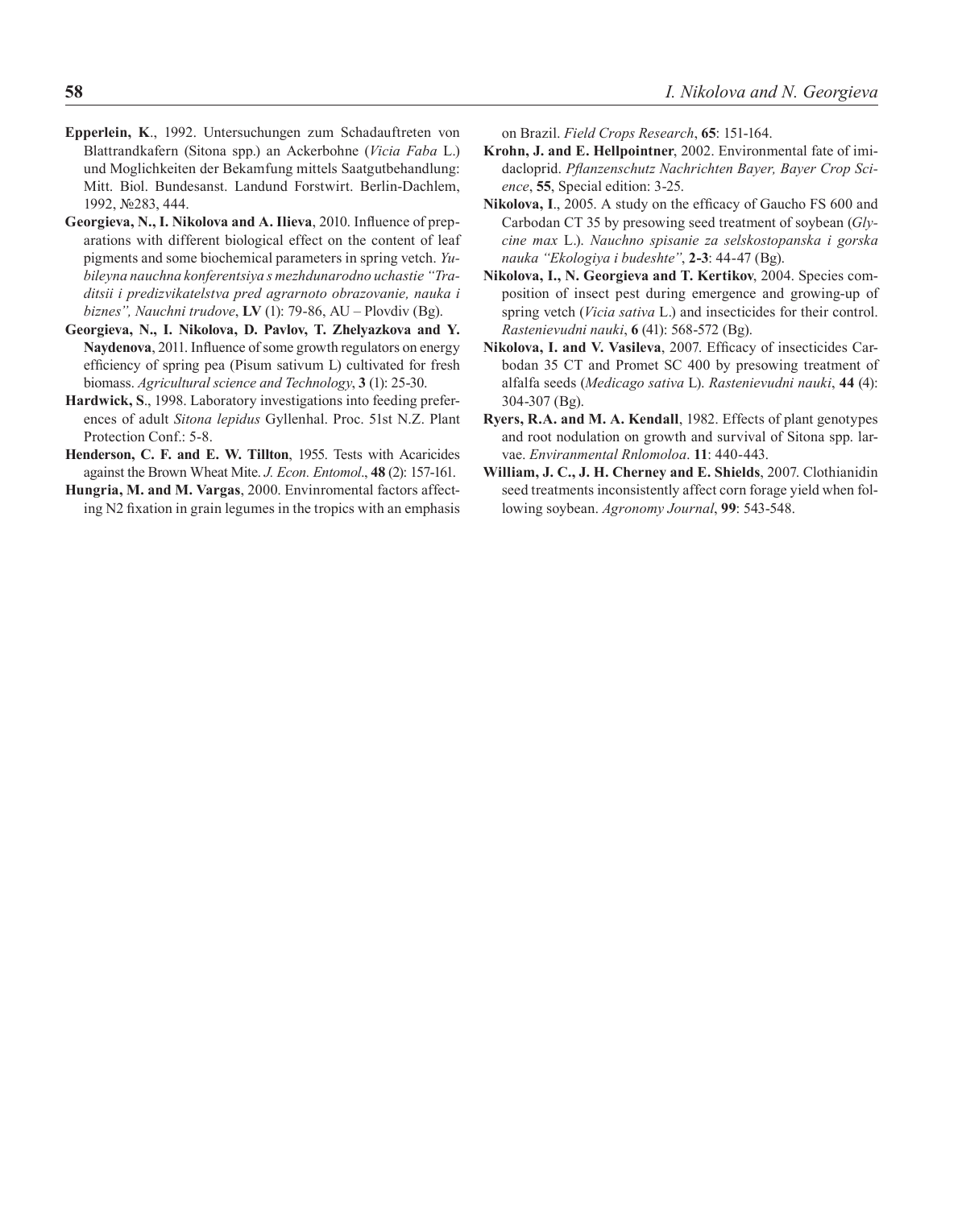**Epperlein, K**., 1992. Untersuchungen zum Schadauftreten von Blattrandkafern (Sitona spp.) an Ackerbohne (*Vicia Faba* L.) und Moglichkeiten der Bekamfung mittels Saatgutbehandlung: Mitt. Biol. Bundesanst. Landund Forstwirt. Berlin-Dachlem, 1992, №283, 444.

**Georgieva, N., I. Nikolova and A. Ilieva**, 2010. Influence of preparations with different biological effect on the content of leaf pigments and some biochemical parameters in spring vetch. *Yubileyna nauchna konferentsiya s mezhdunarodno uchastie "Traditsii i predizvikatelstva pred agrarnoto obrazovanie, nauka i biznes", Nauchni trudove*, **LV** (1): 79-86, AU – Plovdiv (Bg).

**Georgieva, N., I. Nikolova, D. Pavlov, T. Zhelyazkova and Y. Naydenova**, 2011. Influence of some growth regulators on energy efficiency of spring pea (Pisum sativum L) cultivated for fresh biomass. *Agricultural science and Technology*, **3** (1): 25-30.

**Hardwick, S**., 1998. Laboratory investigations into feeding preferences of adult *Sitona lepidus* Gyllenhal. Proc. 51st N.Z. Plant Protection Conf.: 5-8.

**Henderson, C. F. and E. W. Tillton**, 1955. Tests with Acaricides against the Brown Wheat Mite. *J. Econ. Entomol*., **48** (2): 157-161.

**Hungria, M. and M. Vargas**, 2000. Envinromental factors affecting N2 fixation in grain legumes in the tropics with an emphasis on Brazil. *Field Crops Research*, **65**: 151-164.

**Krohn, J. and E. Hellpointner**, 2002. Environmental fate of imidacloprid. *Pflanzenschutz Nachrichten Bayer, Bayer Crop Science*, **55**, Special edition: 3-25.

**Nikolova, I**., 2005. A study on the efficacy of Gaucho FS 600 and Carbodan CT 35 by presowing seed treatment of soybean (*Glycine max* L.). *Nauchno spisanie za selskostopanska i gorska nauka "Ekologiya i budeshte"*, **2-3**: 44-47 (Bg).

**Nikolova, I., N. Georgieva and T. Kertikov**, 2004. Species composition of insect pest during emergence and growing-up of spring vetch (*Vicia sativa* L.) and insecticides for their control. *Rastenievudni nauki*, **6** (41): 568-572 (Bg).

**Nikolova, I. and V. Vasileva**, 2007. Efficacy of insecticides Carbodan 35 CT and Promet SC 400 by presowing treatment of alfalfa seeds (*Medicago sativa* L). *Rastenievudni nauki*, **44** (4): 304-307 (Bg).

**Ryers, R.A. and M. A. Kendall**, 1982. Effects of plant genotypes and root nodulation on growth and survival of Sitona spp. larvae. *Enviranmental Rnlomoloa*. **11**: 440-443.

**William, J. C., J. H. Cherney and E. Shields**, 2007. Clothianidin seed treatments inconsistently affect corn forage yield when following soybean. *Agronomy Journal*, **99**: 543-548.